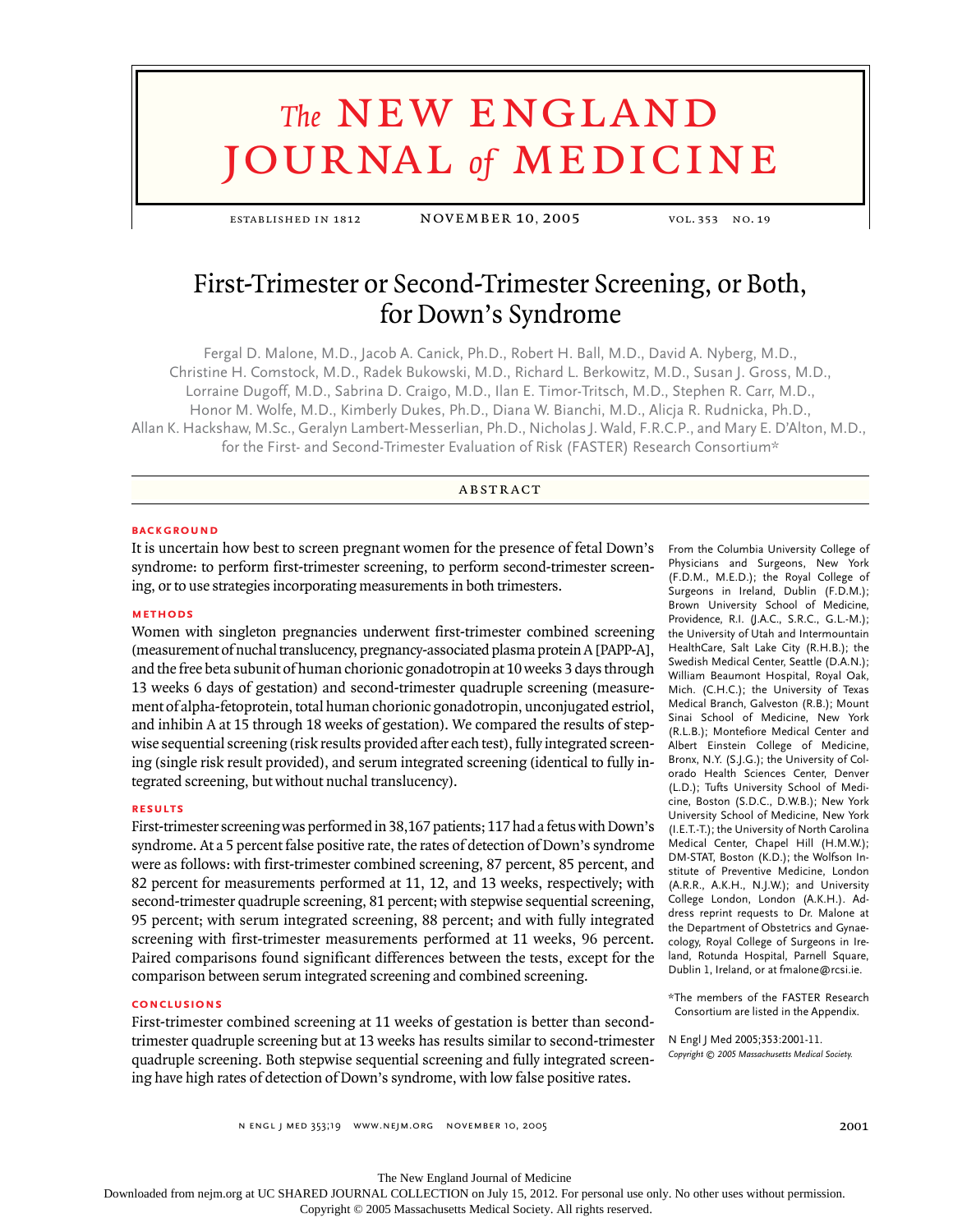# First-Trimester or Second-Trimester Screening, or Both, for Down's Syndrome

Fergal D. Malone, M.D., Jacob A. Canick, Ph.D., Robert H. Ball, M.D., David A. Nyberg, M.D., Christine H. Comstock, M.D., Radek Bukowski, M.D., Richard L. Berkowitz, M.D., Susan J. Gross, M.D., Lorraine Dugoff, M.D., Sabrina D. Craigo, M.D., Ilan E. Timor-Tritsch, M.D., Stephen R. Carr, M.D., Honor M. Wolfe, M.D., Kimberly Dukes, Ph.D., Diana W. Bianchi, M.D., Alicja R. Rudnicka, Ph.D., Allan K. Hackshaw, M.Sc., Geralyn Lambert-Messerlian, Ph.D., Nicholas J. Wald, F.R.C.P., and Mary E. D'Alton, M.D., for the First- and Second-Trimester Evaluation of Risk (FASTER) Research Consortium*

## ABSTRACT

### BACKGROUND

It is uncertain how best to screen pregnant women for the presence of fetal Down's syndrome: to perform first-trimester screening, to perform second-trimester screening, or to use strategies incorporating measurements in both trimesters.

### METHODS

Women with singleton pregnancies underwent first-trimester combined screening (measurement of nuchal translucency, pregnancy-associated plasma protein A [PAPP-A], and the free beta subunit of human chorionic gonadotropin at 10 weeks 3 days through 13 weeks 6 days of gestation) and second-trimester quadruple screening (measurement of alpha-fetoprotein, total human chorionic gonadotropin, unconjugated estriol, and inhibin A at 15 through 18 weeks of gestation). We compared the results of stepwise sequential screening (risk results provided after each test), fully integrated screening (single risk result provided), and serum integrated screening (identical to fully integrated screening, but without nuchal translucency).

### RESULTS

First-trimester screening was performed in 38,167 patients; 117 had a fetus with Down's syndrome. At a 5 percent false positive rate, the rates of detection of Down's syndrome were as follows: with first-trimester combined screening, 87 percent, 85 percent, and 82 percent for measurements performed at 11, 12, and 13 weeks, respectively; with second-trimester quadruple screening, 81 percent; with stepwise sequential screening, 95 percent; with serum integrated screening, 88 percent; and with fully integrated screening with first-trimester measurements performed at 11 weeks, 96 percent. Paired comparisons found significant differences between the tests, except for the comparison between serum integrated screening and combined screening.

### CONCLUSIONS

First-trimester combined screening at 11 weeks of gestation is better than second-trimester quadruple screening but at 13 weeks has results similar to second-trimester quadruple screening. Both stepwise sequential screening and fully integrated screening have high rates of detection of Down's syndrome, with low false positive rates.

From the Columbia University College of Physicians and Surgeons, New York (F.D.M., M.E.D.); the Royal College of Surgeons in Ireland, Dublin (F.D.M.); Brown University School of Medicine, Providence, R.I. (J.A.C., S.R.C., G.L.-M.); the University of Utah and Intermountain HealthCare, Salt Lake City (R.H.B.); the Swedish Medical Center, Seattle (D.A.N.); William Beaumont Hospital, Royal Oak, Mich. (C.H.C.); the University of Texas Medical Branch, Galveston (R.B.); Mount Sinai School of Medicine, New York (R.L.B.); Montefiore Medical Center and Albert Einstein College of Medicine, Bronx, N.Y. (S.J.G.); the University of Colorado Health Sciences Center, Denver (L.D.); Tufts University School of Medicine, Boston (S.D.C., D.W.B.); New York University School of Medicine, New York (I.E.T.-T.); the University of North Carolina Medical Center, Chapel Hill (H.M.W.); DM-STAT, Boston (K.D.); the Wolfson Institute of Preventive Medicine, London (A.R.R., A.K.H., N.J.W.); and University College London, London (A.K.H.). Address reprint requests to Dr. Malone at the Department of Obstetrics and Gynaecology, Royal College of Surgeons in Ireland, Rotunda Hospital, Parnell Square, Dublin 1, Ireland, or at fmalone@rcsi.ie.

*The members of the FASTER Research Consortium are listed in the Appendix.

N Engl J Med 2005;353:2001-11.
*Copyright © 2005 Massachusetts Medical Society.*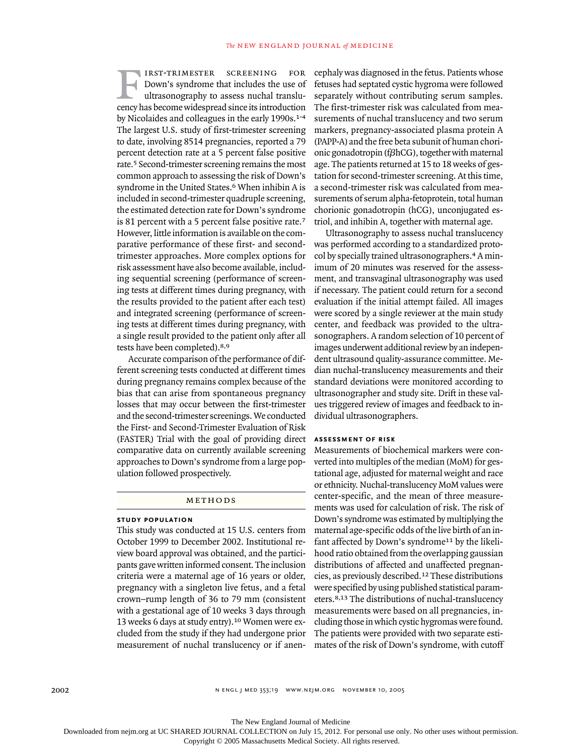First-trimester screening for Down's syndrome that includes the use of ultrasonography to assess nuchal translucency has become widespread since its introduction by Nicolaides and colleagues in the early 1990s.[1-4] The largest U.S. study of first-trimester screening to date, involving 8514 pregnancies, reported a 79 percent detection rate at a 5 percent false positive rate.[5] Second-trimester screening remains the most common approach to assessing the risk of Down's syndrome in the United States.[6] When inhibin A is included in second-trimester quadruple screening, the estimated detection rate for Down's syndrome is 81 percent with a 5 percent false positive rate.[7] However, little information is available on the comparative performance of these first- and second-trimester approaches. More complex options for risk assessment have also become available, including sequential screening (performance of screening tests at different times during pregnancy, with the results provided to the patient after each test) and integrated screening (performance of screening tests at different times during pregnancy, with a single result provided to the patient only after all tests have been completed).[8,9]

Accurate comparison of the performance of different screening tests conducted at different times during pregnancy remains complex because of the bias that can arise from spontaneous pregnancy losses that may occur between the first-trimester and the second-trimester screenings. We conducted the First- and Second-Trimester Evaluation of Risk (FASTER) Trial with the goal of providing direct comparative data on currently available screening approaches to Down's syndrome from a large population followed prospectively.

## METHODS

### STUDY POPULATION

This study was conducted at 15 U.S. centers from October 1999 to December 2002. Institutional review board approval was obtained, and the participants gave written informed consent. The inclusion criteria were a maternal age of 16 years or older, pregnancy with a singleton live fetus, and a fetal crown–rump length of 36 to 79 mm (consistent with a gestational age of 10 weeks 3 days through 13 weeks 6 days at study entry).[10] Women were excluded from the study if they had undergone prior measurement of nuchal translucency or if anencephaly was diagnosed in the fetus. Patients whose fetuses had septated cystic hygroma were followed separately without contributing serum samples. The first-trimester risk was calculated from measurements of nuchal translucency and two serum markers, pregnancy-associated plasma protein A (PAPP-A) and the free beta subunit of human chorionic gonadotropin (f$\beta$hCG), together with maternal age. The patients returned at 15 to 18 weeks of gestation for second-trimester screening. At this time, a second-trimester risk was calculated from measurements of serum alpha-fetoprotein, total human chorionic gonadotropin (hCG), unconjugated estriol, and inhibin A, together with maternal age.

Ultrasonography to assess nuchal translucency was performed according to a standardized protocol by specially trained ultrasonographers.[4] A minimum of 20 minutes was reserved for the assessment, and transvaginal ultrasonography was used if necessary. The patient could return for a second evaluation if the initial attempt failed. All images were scored by a single reviewer at the main study center, and feedback was provided to the ultrasonographers. A random selection of 10 percent of images underwent additional review by an independent ultrasound quality-assurance committee. Median nuchal-translucency measurements and their standard deviations were monitored according to ultrasonographer and study site. Drift in these values triggered review of images and feedback to individual ultrasonographers.

### ASSESSMENT OF RISK

Measurements of biochemical markers were converted into multiples of the median (MoM) for gestational age, adjusted for maternal weight and race or ethnicity. Nuchal-translucency MoM values were center-specific, and the mean of three measurements was used for calculation of risk. The risk of Down's syndrome was estimated by multiplying the maternal age-specific odds of the live birth of an infant affected by Down's syndrome[11] by the likelihood ratio obtained from the overlapping gaussian distributions of affected and unaffected pregnancies, as previously described.[12] These distributions were specified by using published statistical parameters.[8,13] The distributions of nuchal-translucency measurements were based on all pregnancies, including those in which cystic hygromas were found. The patients were provided with two separate estimates of the risk of Down's syndrome, with cutoff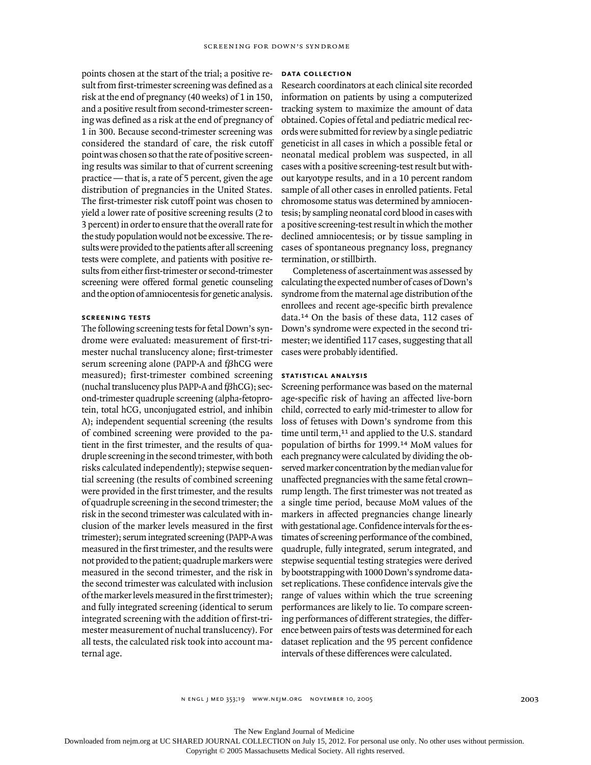points chosen at the start of the trial; a positive result from first-trimester screening was defined as a risk at the end of pregnancy (40 weeks) of 1 in 150, and a positive result from second-trimester screening was defined as a risk at the end of pregnancy of 1 in 300. Because second-trimester screening was considered the standard of care, the risk cutoff point was chosen so that the rate of positive screening results was similar to that of current screening practice — that is, a rate of 5 percent, given the age distribution of pregnancies in the United States. The first-trimester risk cutoff point was chosen to yield a lower rate of positive screening results (2 to 3 percent) in order to ensure that the overall rate for the study population would not be excessive. The results were provided to the patients after all screening tests were complete, and patients with positive results from either first-trimester or second-trimester screening were offered formal genetic counseling and the option of amniocentesis for genetic analysis.

### SCREENING TESTS

The following screening tests for fetal Down's syndrome were evaluated: measurement of first-trimester nuchal translucency alone; first-trimester serum screening alone (PAPP-A and f$\beta$hCG were measured); first-trimester combined screening (nuchal translucency plus PAPP-A and f$\beta$hCG); second-trimester quadruple screening (alpha-fetoprotein, total hCG, unconjugated estriol, and inhibin A); independent sequential screening (the results of combined screening were provided to the patient in the first trimester, and the results of quadruple screening in the second trimester, with both risks calculated independently); stepwise sequential screening (the results of combined screening were provided in the first trimester, and the results of quadruple screening in the second trimester; the risk in the second trimester was calculated with inclusion of the marker levels measured in the first trimester); serum integrated screening (PAPP-A was measured in the first trimester, and the results were not provided to the patient; quadruple markers were measured in the second trimester, and the risk in the second trimester was calculated with inclusion of the marker levels measured in the first trimester); and fully integrated screening (identical to serum integrated screening with the addition of first-trimester measurement of nuchal translucency). For all tests, the calculated risk took into account maternal age.

### DATA COLLECTION

Research coordinators at each clinical site recorded information on patients by using a computerized tracking system to maximize the amount of data obtained. Copies of fetal and pediatric medical records were submitted for review by a single pediatric geneticist in all cases in which a possible fetal or neonatal medical problem was suspected, in all cases with a positive screening-test result but without karyotype results, and in a 10 percent random sample of all other cases in enrolled patients. Fetal chromosome status was determined by amniocentesis; by sampling neonatal cord blood in cases with a positive screening-test result in which the mother declined amniocentesis; or by tissue sampling in cases of spontaneous pregnancy loss, pregnancy termination, or stillbirth.

Completeness of ascertainment was assessed by calculating the expected number of cases of Down's syndrome from the maternal age distribution of the enrollees and recent age-specific birth prevalence data.[14] On the basis of these data, 112 cases of Down's syndrome were expected in the second trimester; we identified 117 cases, suggesting that all cases were probably identified.

### STATISTICAL ANALYSIS

Screening performance was based on the maternal age-specific risk of having an affected live-born child, corrected to early mid-trimester to allow for loss of fetuses with Down's syndrome from this time until term,[11] and applied to the U.S. standard population of births for 1999.[14] MoM values for each pregnancy were calculated by dividing the observed marker concentration by the median value for unaffected pregnancies with the same fetal crown–rump length. The first trimester was not treated as a single time period, because MoM values of the markers in affected pregnancies change linearly with gestational age. Confidence intervals for the estimates of screening performance of the combined, quadruple, fully integrated, serum integrated, and stepwise sequential testing strategies were derived by bootstrapping with 1000 Down's syndrome dataset replications. These confidence intervals give the range of values within which the true screening performances are likely to lie. To compare screening performances of different strategies, the difference between pairs of tests was determined for each dataset replication and the 95 percent confidence intervals of these differences were calculated.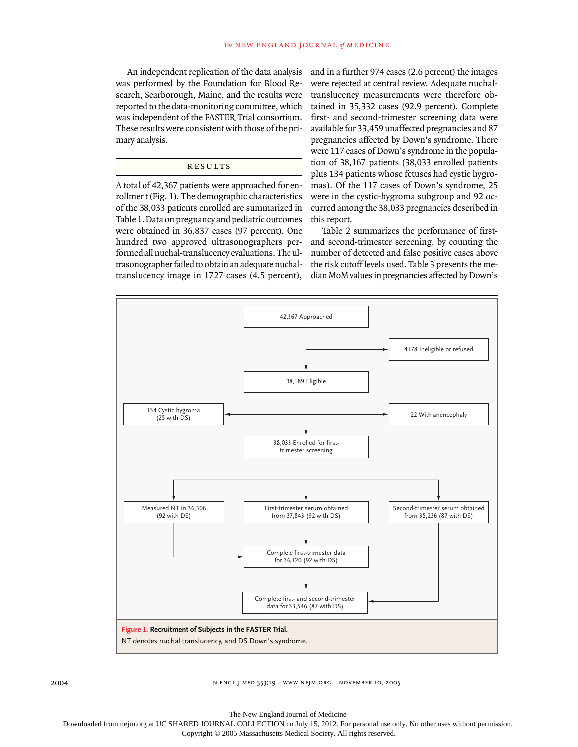An independent replication of the data analysis was performed by the Foundation for Blood Research, Scarborough, Maine, and the results were reported to the data-monitoring committee, which was independent of the FASTER Trial consortium. These results were consistent with those of the primary analysis.

## RESULTS

A total of 42,367 patients were approached for enrollment (Fig. 1). The demographic characteristics of the 38,033 patients enrolled are summarized in Table 1. Data on pregnancy and pediatric outcomes were obtained in 36,837 cases (97 percent). One hundred two approved ultrasonographers performed all nuchal-translucency evaluations. The ultrasonographer failed to obtain an adequate nuchal-translucency image in 1727 cases (4.5 percent), and in a further 974 cases (2.6 percent) the images were rejected at central review. Adequate nuchal-translucency measurements were therefore obtained in 35,332 cases (92.9 percent). Complete first- and second-trimester screening data were available for 33,459 unaffected pregnancies and 87 pregnancies affected by Down's syndrome. There were 117 cases of Down's syndrome in the population of 38,167 patients (38,033 enrolled patients plus 134 patients whose fetuses had cystic hygromas). Of the 117 cases of Down's syndrome, 25 were in the cystic-hygroma subgroup and 92 occurred among the 38,033 pregnancies described in this report.

Table 2 summarizes the performance of first- and second-trimester screening, by counting the number of detected and false positive cases above the risk cutoff levels used. Table 3 presents the median MoM values in pregnancies affected by Down's

42,367 Approached → 4178 Ineligible or refused

38,189 Eligible → 134 Cystic hygroma (25 with DS); 22 With anencephaly

38,033 Enrolled for first-trimester screening

Measured NT in 36,306 (92 with DS)

First-trimester serum obtained from 37,843 (92 with DS)

Second-trimester serum obtained from 35,236 (87 with DS)

Complete first-trimester data for 36,120 (92 with DS)

Complete first- and second-trimester data for 33,546 (87 with DS)

**Figure 1. Recruitment of Subjects in the FASTER Trial.**
NT denotes nuchal translucency, and DS Down's syndrome.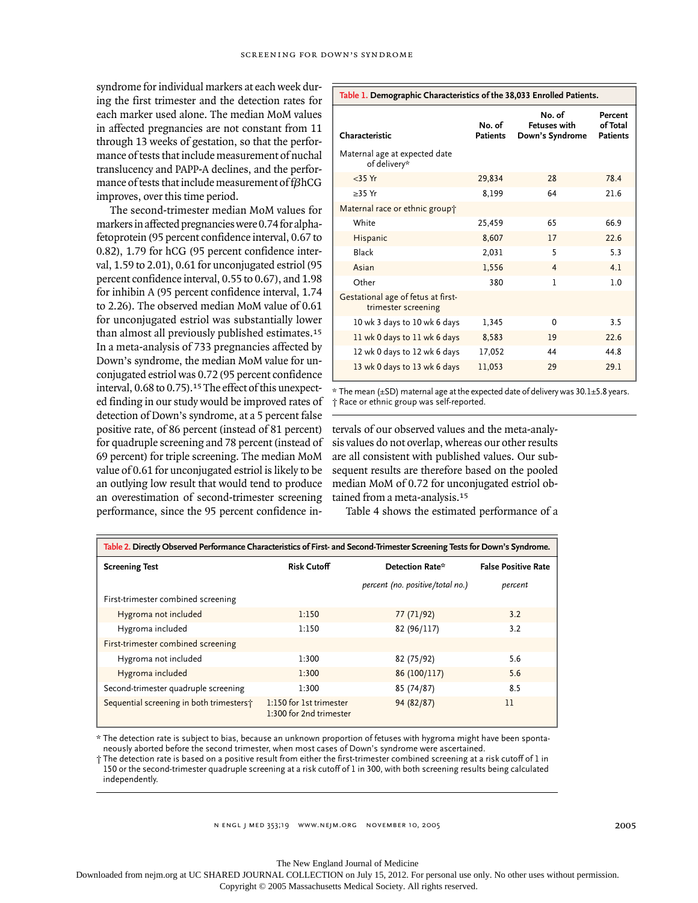syndrome for individual markers at each week during the first trimester and the detection rates for each marker used alone. The median MoM values in affected pregnancies are not constant from 11 through 13 weeks of gestation, so that the performance of tests that include measurement of nuchal translucency and PAPP-A declines, and the performance of tests that include measurement of fβhCG improves, over this time period.

The second-trimester median MoM values for markers in affected pregnancies were 0.74 for alpha-fetoprotein (95 percent confidence interval, 0.67 to 0.82), 1.79 for hCG (95 percent confidence interval, 1.59 to 2.01), 0.61 for unconjugated estriol (95 percent confidence interval, 0.55 to 0.67), and 1.98 for inhibin A (95 percent confidence interval, 1.74 to 2.26). The observed median MoM value of 0.61 for unconjugated estriol was substantially lower than almost all previously published estimates.[15] In a meta-analysis of 733 pregnancies affected by Down's syndrome, the median MoM value for unconjugated estriol was 0.72 (95 percent confidence interval, 0.68 to 0.75).[15] The effect of this unexpected finding in our study would be improved rates of detection of Down's syndrome, at a 5 percent false positive rate, of 86 percent (instead of 81 percent) for quadruple screening and 78 percent (instead of 69 percent) for triple screening. The median MoM value of 0.61 for unconjugated estriol is likely to be an outlying low result that would tend to produce an overestimation of second-trimester screening performance, since the 95 percent confidence intervals of our observed values and the meta-analysis values do not overlap, whereas our other results are all consistent with published values. Our subsequent results are therefore based on the pooled median MoM of 0.72 for unconjugated estriol obtained from a meta-analysis.[15]

Table 4 shows the estimated performance of a

**Table 1. Demographic Characteristics of the 38,033 Enrolled Patients.**

| Characteristic | No. of Patients | No. of Fetuses with Down's Syndrome | Percent of Total Patients |
|---|---|---|---|
| Maternal age at expected date of delivery* | | | |
| <35 Yr | 29,834 | 28 | 78.4 |
| ≥35 Yr | 8,199 | 64 | 21.6 |
| Maternal race or ethnic group† | | | |
| White | 25,459 | 65 | 66.9 |
| Hispanic | 8,607 | 17 | 22.6 |
| Black | 2,031 | 5 | 5.3 |
| Asian | 1,556 | 4 | 4.1 |
| Other | 380 | 1 | 1.0 |
| Gestational age of fetus at first-trimester screening | | | |
| 10 wk 3 days to 10 wk 6 days | 1,345 | 0 | 3.5 |
| 11 wk 0 days to 11 wk 6 days | 8,583 | 19 | 22.6 |
| 12 wk 0 days to 12 wk 6 days | 17,052 | 44 | 44.8 |
| 13 wk 0 days to 13 wk 6 days | 11,053 | 29 | 29.1 |

\* The mean (±SD) maternal age at the expected date of delivery was 30.1±5.8 years.
† Race or ethnic group was self-reported.

**Table 2. Directly Observed Performance Characteristics of First- and Second-Trimester Screening Tests for Down's Syndrome.**

| Screening Test | Risk Cutoff | Detection Rate* | False Positive Rate |
|---|---|---|---|
| | | *percent (no. positive/total no.)* | *percent* |
| First-trimester combined screening | | | |
| Hygroma not included | 1:150 | 77 (71/92) | 3.2 |
| Hygroma included | 1:150 | 82 (96/117) | 3.2 |
| First-trimester combined screening | | | |
| Hygroma not included | 1:300 | 82 (75/92) | 5.6 |
| Hygroma included | 1:300 | 86 (100/117) | 5.6 |
| Second-trimester quadruple screening | 1:300 | 85 (74/87) | 8.5 |
| Sequential screening in both trimesters† | 1:150 for 1st trimester 1:300 for 2nd trimester | 94 (82/87) | 11 |

\* The detection rate is subject to bias, because an unknown proportion of fetuses with hygroma might have been spontaneously aborted before the second trimester, when most cases of Down's syndrome were ascertained.
† The detection rate is based on a positive result from either the first-trimester combined screening at a risk cutoff of 1 in 150 or the second-trimester quadruple screening at a risk cutoff of 1 in 300, with both screening results being calculated independently.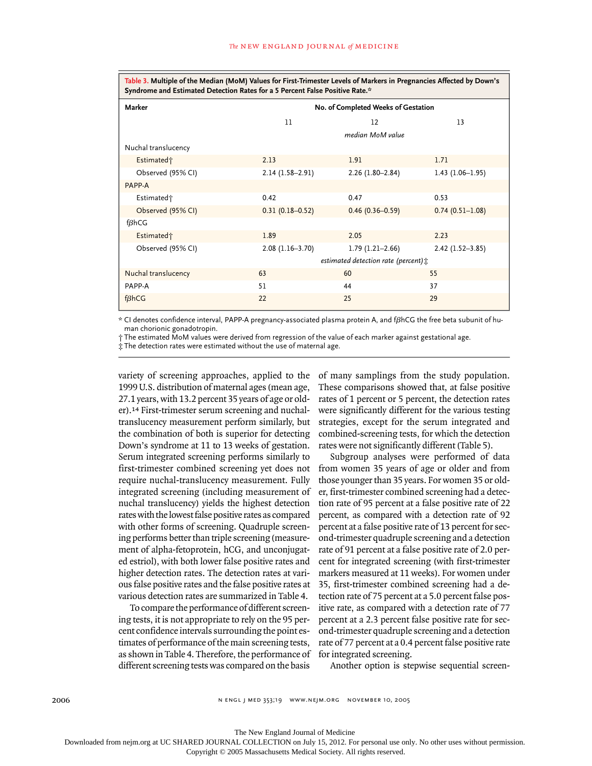**Table 3. Multiple of the Median (MoM) Values for First-Trimester Levels of Markers in Pregnancies Affected by Down's Syndrome and Estimated Detection Rates for a 5 Percent False Positive Rate.***

| Marker | No. of Completed Weeks of Gestation | | |
|---|---|---|---|
| | 11 | 12 | 13 |
| | *median MoM value* | | |
| Nuchal translucency | | | |
| Estimated† | 2.13 | 1.91 | 1.71 |
| Observed (95% CI) | 2.14 (1.58–2.91) | 2.26 (1.80–2.84) | 1.43 (1.06–1.95) |
| PAPP-A | | | |
| Estimated† | 0.42 | 0.47 | 0.53 |
| Observed (95% CI) | 0.31 (0.18–0.52) | 0.46 (0.36–0.59) | 0.74 (0.51–1.08) |
| fβhCG | | | |
| Estimated† | 1.89 | 2.05 | 2.23 |
| Observed (95% CI) | 2.08 (1.16–3.70) | 1.79 (1.21–2.66) | 2.42 (1.52–3.85) |
| | *estimated detection rate (percent)‡* | | |
| Nuchal translucency | 63 | 60 | 55 |
| PAPP-A | 51 | 44 | 37 |
| fβhCG | 22 | 25 | 29 |

\* CI denotes confidence interval, PAPP-A pregnancy-associated plasma protein A, and fβhCG the free beta subunit of human chorionic gonadotropin.

† The estimated MoM values were derived from regression of the value of each marker against gestational age.

‡ The detection rates were estimated without the use of maternal age.

variety of screening approaches, applied to the 1999 U.S. distribution of maternal ages (mean age, 27.1 years, with 13.2 percent 35 years of age or older).[14] First-trimester serum screening and nuchal-translucency measurement perform similarly, but the combination of both is superior for detecting Down's syndrome at 11 to 13 weeks of gestation. Serum integrated screening performs similarly to first-trimester combined screening yet does not require nuchal-translucency measurement. Fully integrated screening (including measurement of nuchal translucency) yields the highest detection rates with the lowest false positive rates as compared with other forms of screening. Quadruple screening performs better than triple screening (measurement of alpha-fetoprotein, hCG, and unconjugated estriol), with both lower false positive rates and higher detection rates. The detection rates at various false positive rates and the false positive rates at various detection rates are summarized in Table 4.

To compare the performance of different screening tests, it is not appropriate to rely on the 95 percent confidence intervals surrounding the point estimates of performance of the main screening tests, as shown in Table 4. Therefore, the performance of different screening tests was compared on the basis of many samplings from the study population. These comparisons showed that, at false positive rates of 1 percent or 5 percent, the detection rates were significantly different for the various testing strategies, except for the serum integrated and combined-screening tests, for which the detection rates were not significantly different (Table 5).

Subgroup analyses were performed of data from women 35 years of age or older and from those younger than 35 years. For women 35 or older, first-trimester combined screening had a detection rate of 95 percent at a false positive rate of 22 percent, as compared with a detection rate of 92 percent at a false positive rate of 13 percent for second-trimester quadruple screening and a detection rate of 91 percent at a false positive rate of 2.0 percent for integrated screening (with first-trimester markers measured at 11 weeks). For women under 35, first-trimester combined screening had a detection rate of 75 percent at a 5.0 percent false positive rate, as compared with a detection rate of 77 percent at a 2.3 percent false positive rate for second-trimester quadruple screening and a detection rate of 77 percent at a 0.4 percent false positive rate for integrated screening.

Another option is stepwise sequential screen-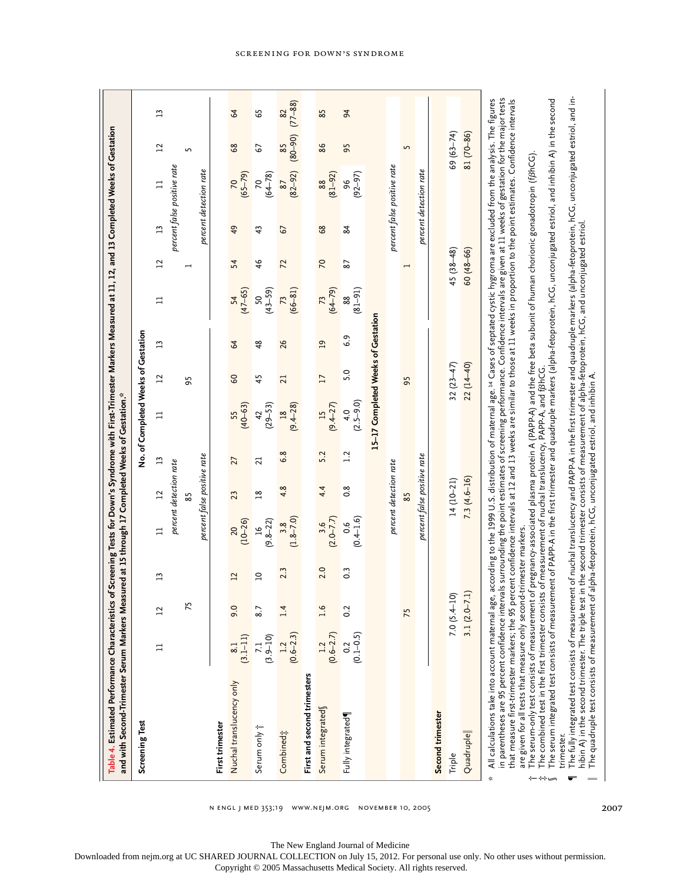**Table 4. Estimated Performance Characteristics of Screening Tests for Down's Syndrome with First-Trimester Markers Measured at 11, 12, and 13 Completed Weeks of Gestation and with Second-Trimester Serum Markers Measured at 15 through 17 Completed Weeks of Gestation.***

| Screening Test | No. of Completed Weeks of Gestation | | | | | | | | | | | |
|---|---|---|---|---|---|---|---|---|---|---|---|---|
| | 11 | 12 | 13 | 11 | 12 | 13 | 11 | 12 | 13 | 11 | 12 | 13 |
| | *percent detection rate* | | | | | | | | | | | |
| | 75 | | | 85 | | | 95 | | | | | |
| | *percent false positive rate* | | | | | | | | | | | |
| | | | | | | | | | | 1 | | |
| | | | | | | | | | | *percent false positive rate* | | |
| | | | | | | | | | | | 5 | |
| | | | | | | | | | | *percent detection rate* | | |
| **First trimester** | | | | | | | | | | | | |
| Nuchal translucency only | 8.1 (3.1–11) | 9.0 | 12 | 20 (10–26) | 23 | 27 | 55 (40–63) | 60 | 64 | 54 (47–65) | 54 | 49 | 70 (65–79) | 68 | 64 |
| Serum only † | 7.1 (3.9–10) | 8.7 | 10 | 16 (9.8–22) | 18 | 21 | 42 (29–53) | 45 | 48 | 50 (43–59) | 46 | 43 | 70 (64–78) | 67 | 65 |
| Combined‡ | 1.2 (0.6–2.3) | 1.4 | 2.3 | 3.8 (1.8–7.0) | 4.8 | 6.8 | 18 (9.4–28) | 21 | 26 | 73 (66–81) | 72 | 67 | 87 (82–92) | 85 (80–90) | 82 (77–88) |
| **First and second trimesters** | | | | | | | | | | | | |
| Serum integrated§ | 1.2 (0.6–2.7) | 1.6 | 2.0 | 3.6 (2.0–7.7) | 4.4 | 5.2 | 15 (9.4–27) | 17 | 19 | 73 (64–79) | 70 | 68 | 88 (81–92) | 86 | 85 |
| Fully integrated¶ | 0.2 (0.1–0.5) | 0.2 | 0.3 | 0.6 (0.4–1.6) | 0.8 | 1.2 | 4.0 (2.5–9.0) | 5.0 | 6.9 | 88 (81–91) | 87 | 84 | 96 (92–97) | 95 | 94 |
| | **15–17 Completed Weeks of Gestation** | | | | | | | | | | | |
| | *percent detection rate* | | | | | | | | | *percent false positive rate* | | |
| | 75 | | | 85 | | | 95 | | | 1 | | 5 |
| | *percent false positive rate* | | | | | | | | | *percent detection rate* | | |
| **Second trimester** | | | | | | | | | | | | |
| Triple | 7.0 (5.4–10) | | | 14 (10–21) | | | 32 (23–47) | | | 45 (38–48) | | 69 (63–74) |
| Quadruple‖ | 3.1 (2.0–7.1) | | | 7.3 (4.6–16) | | | 22 (14–40) | | | 60 (48–66) | | 81 (70–86) |

\* All calculations take into account maternal age, according to the 1999 U.S. distribution of maternal age.[14] Cases of septated cystic hygroma are excluded from the analysis. The figures in parentheses are 95 percent confidence intervals surrounding the point estimates of screening performance. Confidence intervals are given at 11 weeks of gestation for the major tests that measure first-trimester markers; the 95 percent confidence intervals at 12 and 13 weeks are similar to those at 11 weeks in proportion to the point estimates. Confidence intervals are given for all tests that measure only second-trimester markers.

† The serum-only test consists of measurement of pregnancy-associated plasma protein A (PAPP-A) and the free beta subunit of human chorionic gonadotropin (fβhCG).

‡ The combined test in the first trimester consists of measurement of nuchal translucency, PAPP-A, and fβhCG.

§ The serum integrated test consists of measurement of PAPP-A in the first trimester and quadruple markers (alpha-fetoprotein, hCG, unconjugated estriol, and inhibin A) in the second trimester.

¶ The fully integrated test consists of measurement of nuchal translucency and PAPP-A in the first trimester and quadruple markers (alpha-fetoprotein, hCG, unconjugated estriol, and inhibin A) in the second trimester. The triple test in the second trimester consists of measurement of alpha-fetoprotein, hCG, and unconjugated estriol.

‖ The quadruple test consists of measurement of alpha-fetoprotein, hCG, unconjugated estriol, and inhibin A.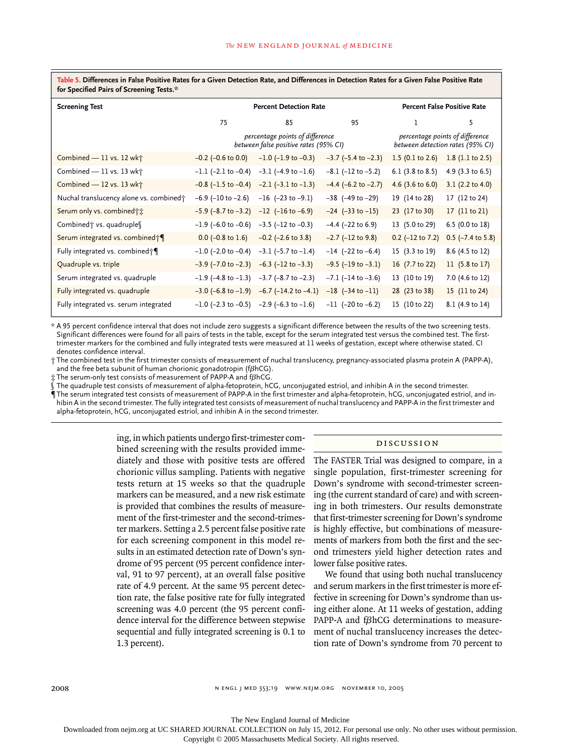**Table 5. Differences in False Positive Rates for a Given Detection Rate, and Differences in Detection Rates for a Given False Positive Rate for Specified Pairs of Screening Tests.***

| Screening Test | Percent Detection Rate | | | Percent False Positive Rate | |
|---|---|---|---|---|---|
| | 75 | 85 | 95 | 1 | 5 |
| | *percentage points of difference between false positive rates (95% CI)* | | | *percentage points of difference between detection rates (95% CI)* | |
| Combined — 11 vs. 12 wk† | −0.2 (−0.6 to 0.0) | −1.0 (−1.9 to −0.3) | −3.7 (−5.4 to −2.3) | 1.5 (0.1 to 2.6) | 1.8 (1.1 to 2.5) |
| Combined — 11 vs. 13 wk† | −1.1 (−2.1 to −0.4) | −3.1 (−4.9 to −1.6) | −8.1 (−12 to −5.2) | 6.1 (3.8 to 8.5) | 4.9 (3.3 to 6.5) |
| Combined — 12 vs. 13 wk† | −0.8 (−1.5 to −0.4) | −2.1 (−3.1 to −1.3) | −4.4 (−6.2 to −2.7) | 4.6 (3.6 to 6.0) | 3.1 (2.2 to 4.0) |
| Nuchal translucency alone vs. combined† | −6.9 (−10 to −2.6) | −16 (−23 to −9.1) | −38 (−49 to −29) | 19 (14 to 28) | 17 (12 to 24) |
| Serum only vs. combined†‡ | −5.9 (−8.7 to −3.2) | −12 (−16 to −6.9) | −24 (−33 to −15) | 23 (17 to 30) | 17 (11 to 21) |
| Combined† vs. quadruple§ | −1.9 (−6.0 to −0.6) | −3.5 (−12 to −0.3) | −4.4 (−22 to 6.9) | 13 (5.0 to 29) | 6.5 (0.0 to 18) |
| Serum integrated vs. combined†¶ | 0.0 (−0.8 to 1.6) | −0.2 (−2.6 to 3.8) | −2.7 (−12 to 9.8) | 0.2 (−12 to 7.2) | 0.5 (−7.4 to 5.8) |
| Fully integrated vs. combined†¶ | −1.0 (−2.0 to −0.4) | −3.1 (−5.7 to −1.4) | −14 (−22 to −6.4) | 15 (3.3 to 19) | 8.6 (4.5 to 12) |
| Quadruple vs. triple | −3.9 (−7.0 to −2.3) | −6.3 (−12 to −3.3) | −9.5 (−19 to −3.1) | 16 (7.7 to 22) | 11 (5.8 to 17) |
| Serum integrated vs. quadruple | −1.9 (−4.8 to −1.3) | −3.7 (−8.7 to −2.3) | −7.1 (−14 to −3.6) | 13 (10 to 19) | 7.0 (4.6 to 12) |
| Fully integrated vs. quadruple | −3.0 (−6.8 to −1.9) | −6.7 (−14.2 to −4.1) | −18 (−34 to −11) | 28 (23 to 38) | 15 (11 to 24) |
| Fully integrated vs. serum integrated | −1.0 (−2.3 to −0.5) | −2.9 (−6.3 to −1.6) | −11 (−20 to −6.2) | 15 (10 to 22) | 8.1 (4.9 to 14) |

\* A 95 percent confidence interval that does not include zero suggests a significant difference between the results of the two screening tests. Significant differences were found for all pairs of tests in the table, except for the serum integrated test versus the combined test. The first-trimester markers for the combined and fully integrated tests were measured at 11 weeks of gestation, except where otherwise stated. CI denotes confidence interval.

† The combined test in the first trimester consists of measurement of nuchal translucency, pregnancy-associated plasma protein A (PAPP-A), and the free beta subunit of human chorionic gonadotropin (fβhCG).

‡ The serum-only test consists of measurement of PAPP-A and fβhCG.

§ The quadruple test consists of measurement of alpha-fetoprotein, hCG, unconjugated estriol, and inhibin A in the second trimester.

¶ The serum integrated test consists of measurement of PAPP-A in the first trimester and alpha-fetoprotein, hCG, unconjugated estriol, and inhibin A in the second trimester. The fully integrated test consists of measurement of nuchal translucency and PAPP-A in the first trimester and alpha-fetoprotein, hCG, unconjugated estriol, and inhibin A in the second trimester.

ing, in which patients undergo first-trimester combined screening with the results provided immediately and those with positive tests are offered chorionic villus sampling. Patients with negative tests return at 15 weeks so that the quadruple markers can be measured, and a new risk estimate is provided that combines the results of measurement of the first-trimester and the second-trimester markers. Setting a 2.5 percent false positive rate for each screening component in this model results in an estimated detection rate of Down's syndrome of 95 percent (95 percent confidence interval, 91 to 97 percent), at an overall false positive rate of 4.9 percent. At the same 95 percent detection rate, the false positive rate for fully integrated screening was 4.0 percent (the 95 percent confidence interval for the difference between stepwise sequential and fully integrated screening is 0.1 to 1.3 percent).

## DISCUSSION

The FASTER Trial was designed to compare, in a single population, first-trimester screening for Down's syndrome with second-trimester screening (the current standard of care) and with screening in both trimesters. Our results demonstrate that first-trimester screening for Down's syndrome is highly effective, but combinations of measurements of markers from both the first and the second trimesters yield higher detection rates and lower false positive rates.

We found that using both nuchal translucency and serum markers in the first trimester is more effective in screening for Down's syndrome than using either alone. At 11 weeks of gestation, adding PAPP-A and fβhCG determinations to measurement of nuchal translucency increases the detection rate of Down's syndrome from 70 percent to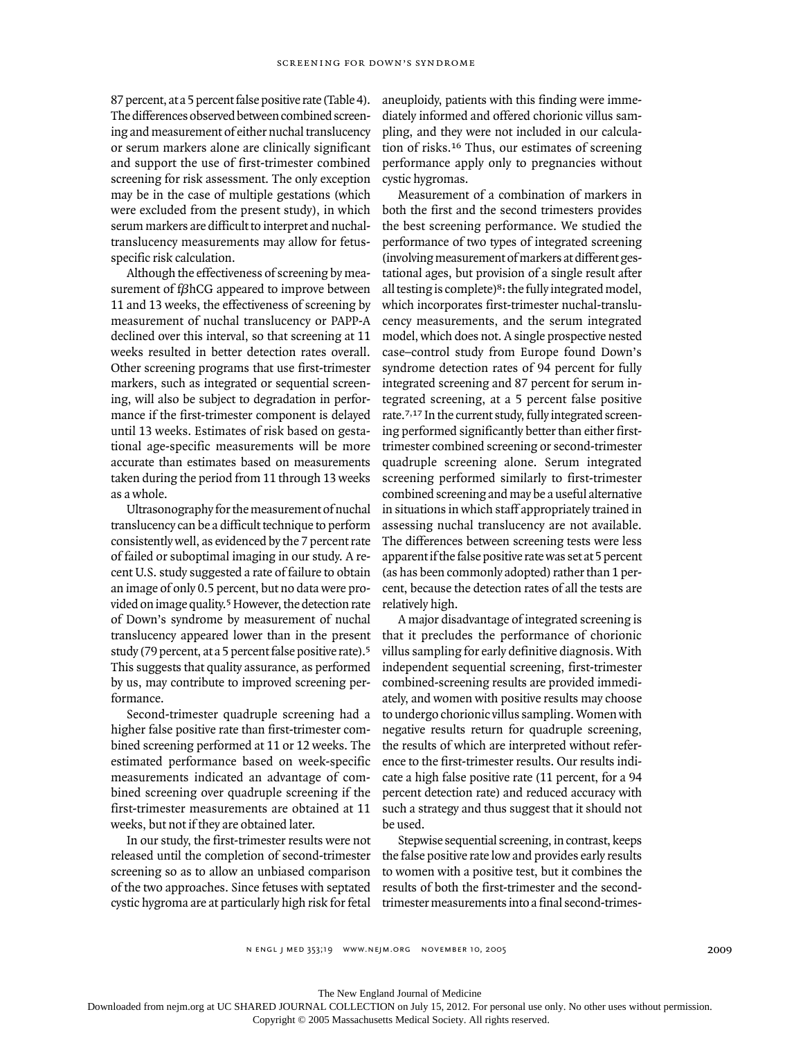87 percent, at a 5 percent false positive rate (Table 4). The differences observed between combined screening and measurement of either nuchal translucency or serum markers alone are clinically significant and support the use of first-trimester combined screening for risk assessment. The only exception may be in the case of multiple gestations (which were excluded from the present study), in which serum markers are difficult to interpret and nuchal-translucency measurements may allow for fetus-specific risk calculation.

Although the effectiveness of screening by measurement of fβhCG appeared to improve between 11 and 13 weeks, the effectiveness of screening by measurement of nuchal translucency or PAPP-A declined over this interval, so that screening at 11 weeks resulted in better detection rates overall. Other screening programs that use first-trimester markers, such as integrated or sequential screening, will also be subject to degradation in performance if the first-trimester component is delayed until 13 weeks. Estimates of risk based on gestational age-specific measurements will be more accurate than estimates based on measurements taken during the period from 11 through 13 weeks as a whole.

Ultrasonography for the measurement of nuchal translucency can be a difficult technique to perform consistently well, as evidenced by the 7 percent rate of failed or suboptimal imaging in our study. A recent U.S. study suggested a rate of failure to obtain an image of only 0.5 percent, but no data were provided on image quality.[5] However, the detection rate of Down's syndrome by measurement of nuchal translucency appeared lower than in the present study (79 percent, at a 5 percent false positive rate).[5] This suggests that quality assurance, as performed by us, may contribute to improved screening performance.

Second-trimester quadruple screening had a higher false positive rate than first-trimester combined screening performed at 11 or 12 weeks. The estimated performance based on week-specific measurements indicated an advantage of combined screening over quadruple screening if the first-trimester measurements are obtained at 11 weeks, but not if they are obtained later.

In our study, the first-trimester results were not released until the completion of second-trimester screening so as to allow an unbiased comparison of the two approaches. Since fetuses with septated cystic hygroma are at particularly high risk for fetal aneuploidy, patients with this finding were immediately informed and offered chorionic villus sampling, and they were not included in our calculation of risks.[16] Thus, our estimates of screening performance apply only to pregnancies without cystic hygromas.

Measurement of a combination of markers in both the first and the second trimesters provides the best screening performance. We studied the performance of two types of integrated screening (involving measurement of markers at different gestational ages, but provision of a single result after all testing is complete)[8]: the fully integrated model, which incorporates first-trimester nuchal-translucency measurements, and the serum integrated model, which does not. A single prospective nested case–control study from Europe found Down's syndrome detection rates of 94 percent for fully integrated screening and 87 percent for serum integrated screening, at a 5 percent false positive rate.[7,17] In the current study, fully integrated screening performed significantly better than either first-trimester combined screening or second-trimester quadruple screening alone. Serum integrated screening performed similarly to first-trimester combined screening and may be a useful alternative in situations in which staff appropriately trained in assessing nuchal translucency are not available. The differences between screening tests were less apparent if the false positive rate was set at 5 percent (as has been commonly adopted) rather than 1 percent, because the detection rates of all the tests are relatively high.

A major disadvantage of integrated screening is that it precludes the performance of chorionic villus sampling for early definitive diagnosis. With independent sequential screening, first-trimester combined-screening results are provided immediately, and women with positive results may choose to undergo chorionic villus sampling. Women with negative results return for quadruple screening, the results of which are interpreted without reference to the first-trimester results. Our results indicate a high false positive rate (11 percent, for a 94 percent detection rate) and reduced accuracy with such a strategy and thus suggest that it should not be used.

Stepwise sequential screening, in contrast, keeps the false positive rate low and provides early results to women with a positive test, but it combines the results of both the first-trimester and the second-trimester measurements into a final second-trimes-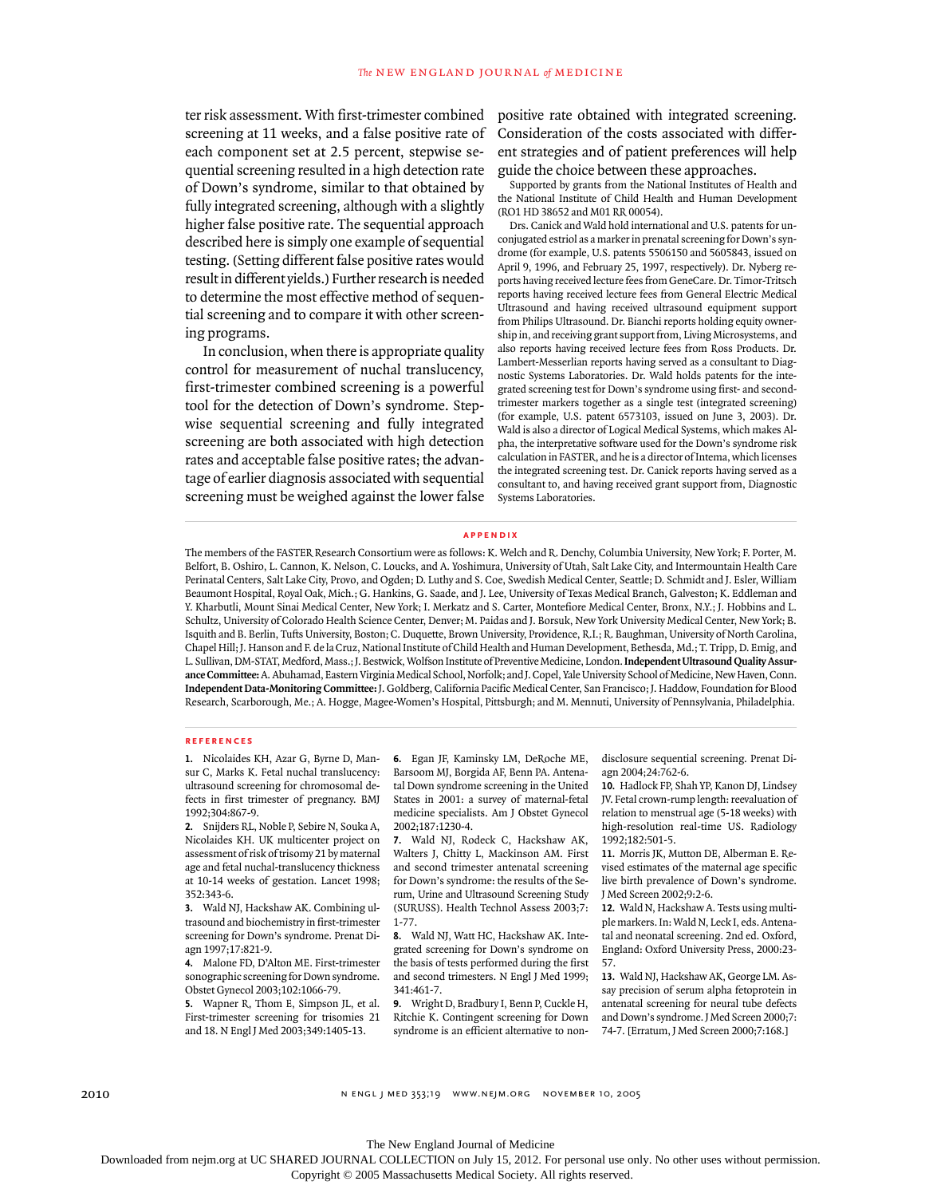ter risk assessment. With first-trimester combined screening at 11 weeks, and a false positive rate of each component set at 2.5 percent, stepwise sequential screening resulted in a high detection rate of Down's syndrome, similar to that obtained by fully integrated screening, although with a slightly higher false positive rate. The sequential approach described here is simply one example of sequential testing. (Setting different false positive rates would result in different yields.) Further research is needed to determine the most effective method of sequential screening and to compare it with other screening programs.

In conclusion, when there is appropriate quality control for measurement of nuchal translucency, first-trimester combined screening is a powerful tool for the detection of Down's syndrome. Stepwise sequential screening and fully integrated screening are both associated with high detection rates and acceptable false positive rates; the advantage of earlier diagnosis associated with sequential screening must be weighed against the lower false positive rate obtained with integrated screening. Consideration of the costs associated with different strategies and of patient preferences will help guide the choice between these approaches.

Supported by grants from the National Institutes of Health and the National Institute of Child Health and Human Development (RO1 HD 38652 and M01 RR 00054).

Drs. Canick and Wald hold international and U.S. patents for unconjugated estriol as a marker in prenatal screening for Down's syndrome (for example, U.S. patents 5506150 and 5605843, issued on April 9, 1996, and February 25, 1997, respectively). Dr. Nyberg reports having received lecture fees from GeneCare. Dr. Timor-Tritsch reports having received lecture fees from General Electric Medical Ultrasound and having received ultrasound equipment support from Philips Ultrasound. Dr. Bianchi reports holding equity ownership in, and receiving grant support from, Living Microsystems, and also reports having received lecture fees from Ross Products. Dr. Lambert-Messerlian reports having served as a consultant to Diagnostic Systems Laboratories. Dr. Wald holds patents for the integrated screening test for Down's syndrome using first- and second-trimester markers together as a single test (integrated screening) (for example, U.S. patent 6573103, issued on June 3, 2003). Dr. Wald is also a director of Logical Medical Systems, which makes Alpha, the interpretative software used for the Down's syndrome risk calculation in FASTER, and he is a director of Intema, which licenses the integrated screening test. Dr. Canick reports having served as a consultant to, and having received grant support from, Diagnostic Systems Laboratories.

## APPENDIX

The members of the FASTER Research Consortium were as follows: K. Welch and R. Denchy, Columbia University, New York; F. Porter, M. Belfort, B. Oshiro, L. Cannon, K. Nelson, C. Loucks, and A. Yoshimura, University of Utah, Salt Lake City, and Intermountain Health Care Perinatal Centers, Salt Lake City, Provo, and Ogden; D. Luthy and S. Coe, Swedish Medical Center, Seattle; D. Schmidt and J. Esler, William Beaumont Hospital, Royal Oak, Mich.; G. Hankins, G. Saade, and J. Lee, University of Texas Medical Branch, Galveston; K. Eddleman and Y. Kharbutli, Mount Sinai Medical Center, New York; I. Merkatz and S. Carter, Montefiore Medical Center, Bronx, N.Y.; J. Hobbins and L. Schultz, University of Colorado Health Science Center, Denver; M. Paidas and J. Borsuk, New York University Medical Center, New York; B. Isquith and B. Berlin, Tufts University, Boston; C. Duquette, Brown University, Providence, R.I.; R. Baughman, University of North Carolina, Chapel Hill; J. Hanson and F. de la Cruz, National Institute of Child Health and Human Development, Bethesda, Md.; T. Tripp, D. Emig, and L. Sullivan, DM-STAT, Medford, Mass.; J. Bestwick, Wolfson Institute of Preventive Medicine, London. **Independent Ultrasound Quality Assurance Committee:** A. Abuhamad, Eastern Virginia Medical School, Norfolk; and J. Copel, Yale University School of Medicine, New Haven, Conn. **Independent Data-Monitoring Committee:** J. Goldberg, California Pacific Medical Center, San Francisco; J. Haddow, Foundation for Blood Research, Scarborough, Me.; A. Hogge, Magee-Women's Hospital, Pittsburgh; and M. Mennuti, University of Pennsylvania, Philadelphia.

## REFERENCES

1. Nicolaides KH, Azar G, Byrne D, Mansur C, Marks K. Fetal nuchal translucency: ultrasound screening for chromosomal defects in first trimester of pregnancy. BMJ 1992;304:867-9.
2. Snijders RL, Noble P, Sebire N, Souka A, Nicolaides KH. UK multicenter project on assessment of risk of trisomy 21 by maternal age and fetal nuchal-translucency thickness at 10-14 weeks of gestation. Lancet 1998; 352:343-6.
3. Wald NJ, Hackshaw AK. Combining ultrasound and biochemistry in first-trimester screening for Down's syndrome. Prenat Diagn 1997;17:821-9.
4. Malone FD, D'Alton ME. First-trimester sonographic screening for Down syndrome. Obstet Gynecol 2003;102:1066-79.
5. Wapner R, Thom E, Simpson JL, et al. First-trimester screening for trisomies 21 and 18. N Engl J Med 2003;349:1405-13.
6. Egan JF, Kaminsky LM, DeRoche ME, Barsoom MJ, Borgida AF, Benn PA. Antenatal Down syndrome screening in the United States in 2001: a survey of maternal-fetal medicine specialists. Am J Obstet Gynecol 2002;187:1230-4.
7. Wald NJ, Rodeck C, Hackshaw AK, Walters J, Chitty L, Mackinson AM. First and second trimester antenatal screening for Down's syndrome: the results of the Serum, Urine and Ultrasound Screening Study (SURUSS). Health Technol Assess 2003;7: 1-77.
8. Wald NJ, Watt HC, Hackshaw AK. Integrated screening for Down's syndrome on the basis of tests performed during the first and second trimesters. N Engl J Med 1999; 341:461-7.
9. Wright D, Bradbury I, Benn P, Cuckle H, Ritchie K. Contingent screening for Down syndrome is an efficient alternative to non-disclosure sequential screening. Prenat Diagn 2004;24:762-6.
10. Hadlock FP, Shah YP, Kanon DJ, Lindsey JV. Fetal crown-rump length: reevaluation of relation to menstrual age (5-18 weeks) with high-resolution real-time US. Radiology 1992;182:501-5.
11. Morris JK, Mutton DE, Alberman E. Revised estimates of the maternal age specific live birth prevalence of Down's syndrome. J Med Screen 2002;9:2-6.
12. Wald N, Hackshaw A. Tests using multiple markers. In: Wald N, Leck I, eds. Antenatal and neonatal screening. 2nd ed. Oxford, England: Oxford University Press, 2000:23-57.
13. Wald NJ, Hackshaw AK, George LM. Assay precision of serum alpha fetoprotein in antenatal screening for neural tube defects and Down's syndrome. J Med Screen 2000;7: 74-7. [Erratum, J Med Screen 2000;7:168.]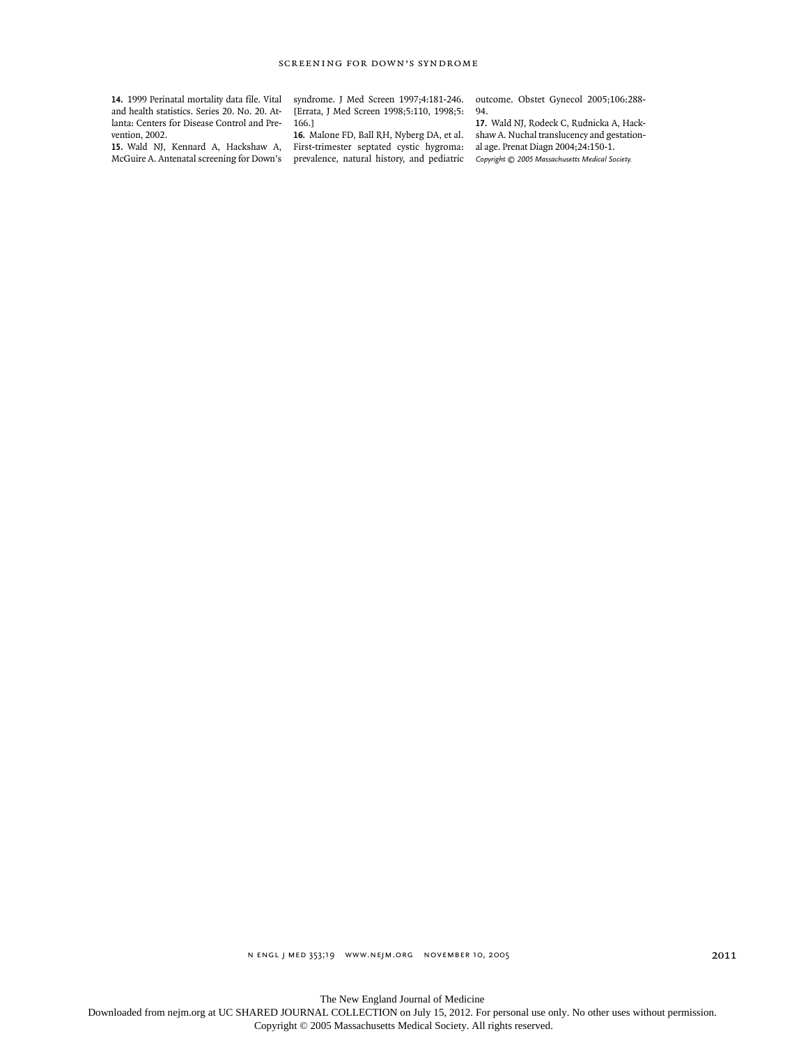14. 1999 Perinatal mortality data file. Vital and health statistics. Series 20. No. 20. Atlanta: Centers for Disease Control and Prevention, 2002.

15. Wald NJ, Kennard A, Hackshaw A, McGuire A. Antenatal screening for Down's syndrome. J Med Screen 1997;4:181-246. [Errata, J Med Screen 1998;5:110, 1998;5:166.]

16. Malone FD, Ball RH, Nyberg DA, et al. First-trimester septated cystic hygroma: prevalence, natural history, and pediatric outcome. Obstet Gynecol 2005;106:288-94.

17. Wald NJ, Rodeck C, Rudnicka A, Hackshaw A. Nuchal translucency and gestational age. Prenat Diagn 2004;24:150-1.

*Copyright © 2005 Massachusetts Medical Society.*